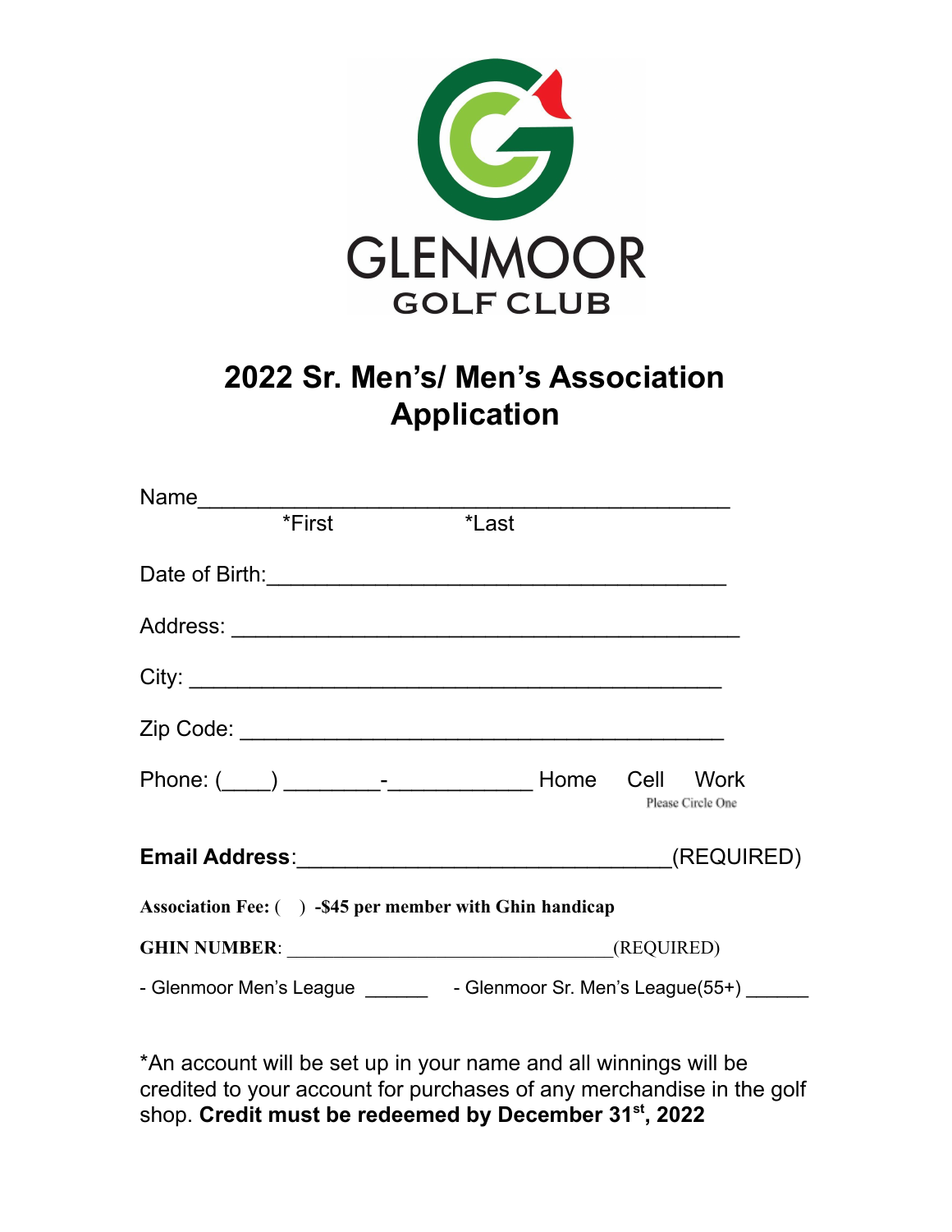GLENMOOR

GOLF CLUB

# 2022 Sr. Men's/ Men's Association Application

Name_____________________________________________

*First *Last

Date of Birth:______________________________________

Address: __________________________________________

City: _____________________________________________

Zip Code: _________________________________________

Phone: (____) ________-___________ Home Cell Work

Please Circle One

**Email Address**:______________________________(REQUIRED)

**Association Fee: ( ) -$45 per member with Ghin handicap**

**GHIN NUMBER**: ________________________________(REQUIRED)

- Glenmoor Men's League ______ - Glenmoor Sr. Men's League(55+) ______

*An account will be set up in your name and all winnings will be credited to your account for purchases of any merchandise in the golf shop. **Credit must be redeemed by December 31st, 2022**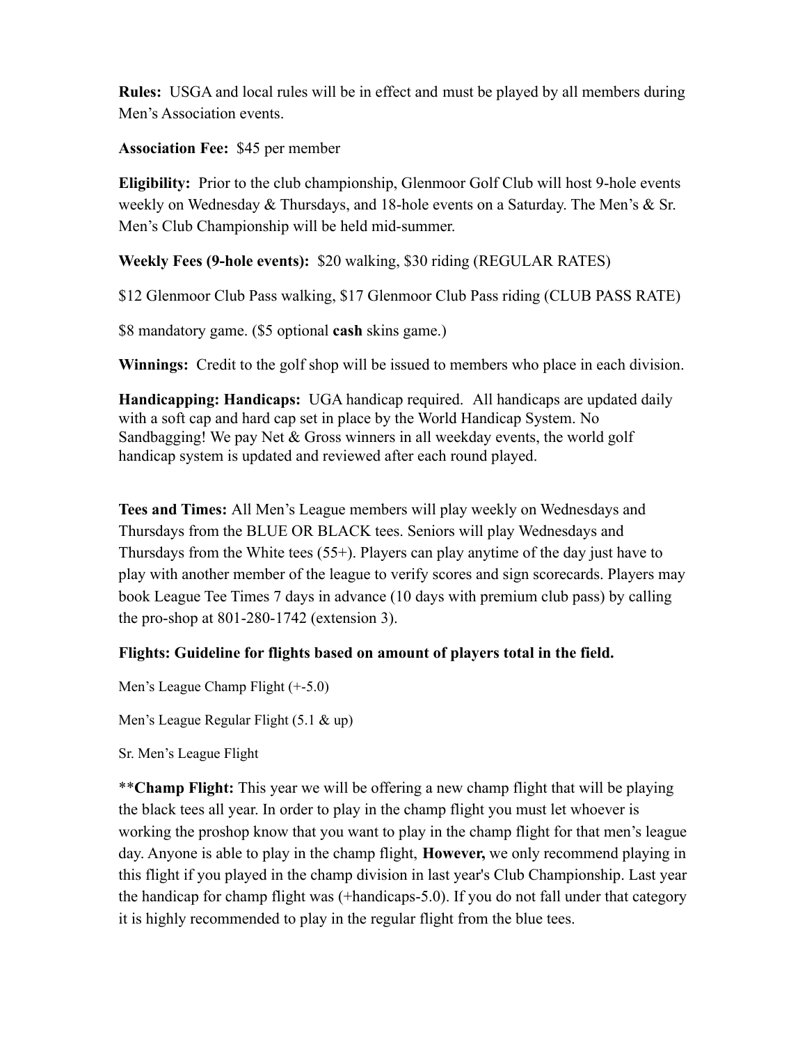**Rules:** USGA and local rules will be in effect and must be played by all members during Men's Association events.

**Association Fee:** $45 per member

**Eligibility:** Prior to the club championship, Glenmoor Golf Club will host 9-hole events weekly on Wednesday & Thursdays, and 18-hole events on a Saturday. The Men's & Sr. Men's Club Championship will be held mid-summer.

**Weekly Fees (9-hole events):** $20 walking, $30 riding (REGULAR RATES)

$12 Glenmoor Club Pass walking, $17 Glenmoor Club Pass riding (CLUB PASS RATE)

$8 mandatory game. ($5 optional **cash** skins game.)

**Winnings:** Credit to the golf shop will be issued to members who place in each division.

**Handicapping: Handicaps:** UGA handicap required. All handicaps are updated daily with a soft cap and hard cap set in place by the World Handicap System. No Sandbagging! We pay Net & Gross winners in all weekday events, the world golf handicap system is updated and reviewed after each round played.

**Tees and Times:** All Men's League members will play weekly on Wednesdays and Thursdays from the BLUE OR BLACK tees. Seniors will play Wednesdays and Thursdays from the White tees (55+). Players can play anytime of the day just have to play with another member of the league to verify scores and sign scorecards. Players may book League Tee Times 7 days in advance (10 days with premium club pass) by calling the pro-shop at 801-280-1742 (extension 3).

**Flights: Guideline for flights based on amount of players total in the field.**

Men's League Champ Flight (+-5.0)

Men's League Regular Flight (5.1 & up)

Sr. Men's League Flight

**Champ Flight:** This year we will be offering a new champ flight that will be playing the black tees all year. In order to play in the champ flight you must let whoever is working the proshop know that you want to play in the champ flight for that men's league day. Anyone is able to play in the champ flight, **However,** we only recommend playing in this flight if you played in the champ division in last year's Club Championship. Last year the handicap for champ flight was (+handicaps-5.0). If you do not fall under that category it is highly recommended to play in the regular flight from the blue tees.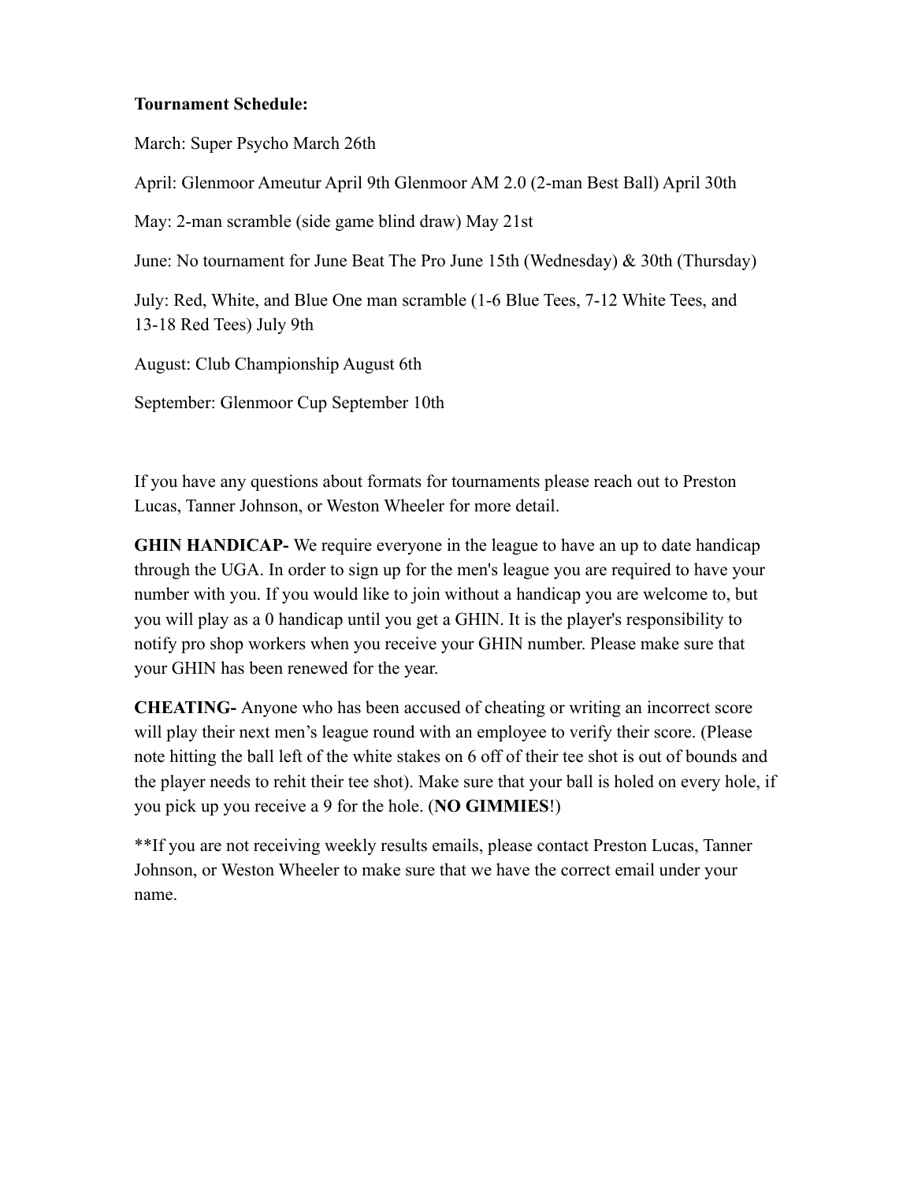**Tournament Schedule:**

March: Super Psycho March 26th

April: Glenmoor Ameutur April 9th Glenmoor AM 2.0 (2-man Best Ball) April 30th

May: 2-man scramble (side game blind draw) May 21st

June: No tournament for June Beat The Pro June 15th (Wednesday) & 30th (Thursday)

July: Red, White, and Blue One man scramble (1-6 Blue Tees, 7-12 White Tees, and 13-18 Red Tees) July 9th

August: Club Championship August 6th

September: Glenmoor Cup September 10th

If you have any questions about formats for tournaments please reach out to Preston Lucas, Tanner Johnson, or Weston Wheeler for more detail.

**GHIN HANDICAP-** We require everyone in the league to have an up to date handicap through the UGA. In order to sign up for the men's league you are required to have your number with you. If you would like to join without a handicap you are welcome to, but you will play as a 0 handicap until you get a GHIN. It is the player's responsibility to notify pro shop workers when you receive your GHIN number. Please make sure that your GHIN has been renewed for the year.

**CHEATING-** Anyone who has been accused of cheating or writing an incorrect score will play their next men's league round with an employee to verify their score. (Please note hitting the ball left of the white stakes on 6 off of their tee shot is out of bounds and the player needs to rehit their tee shot). Make sure that your ball is holed on every hole, if you pick up you receive a 9 for the hole. (**NO GIMMIES**!)

**If you are not receiving weekly results emails, please contact Preston Lucas, Tanner Johnson, or Weston Wheeler to make sure that we have the correct email under your name.